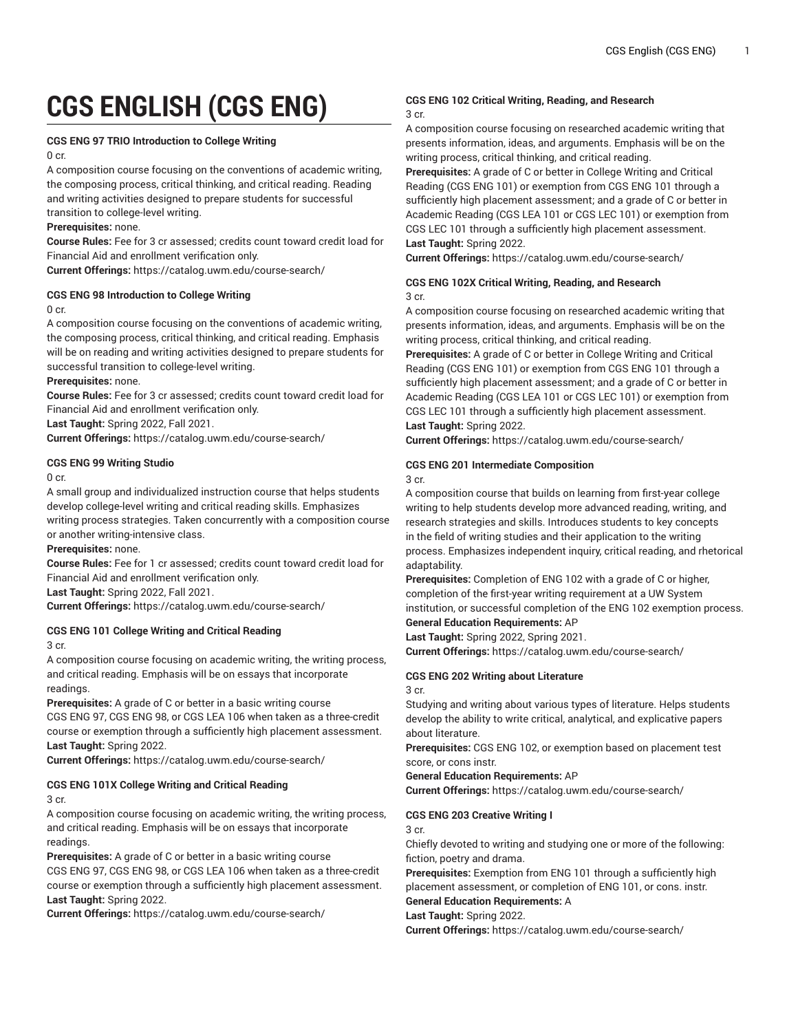# CGS ENGLISH (CGS ENG)

**CGS ENG 97 TRIO Introduction to College Writing**
0 cr.
A composition course focusing on the conventions of academic writing, the composing process, critical thinking, and critical reading. Reading and writing activities designed to prepare students for successful transition to college-level writing.
**Prerequisites:** none.
**Course Rules:** Fee for 3 cr assessed; credits count toward credit load for Financial Aid and enrollment verification only.
**Current Offerings:** https://catalog.uwm.edu/course-search/

**CGS ENG 98 Introduction to College Writing**
0 cr.
A composition course focusing on the conventions of academic writing, the composing process, critical thinking, and critical reading. Emphasis will be on reading and writing activities designed to prepare students for successful transition to college-level writing.
**Prerequisites:** none.
**Course Rules:** Fee for 3 cr assessed; credits count toward credit load for Financial Aid and enrollment verification only.
**Last Taught:** Spring 2022, Fall 2021.
**Current Offerings:** https://catalog.uwm.edu/course-search/

**CGS ENG 99 Writing Studio**
0 cr.
A small group and individualized instruction course that helps students develop college-level writing and critical reading skills. Emphasizes writing process strategies. Taken concurrently with a composition course or another writing-intensive class.
**Prerequisites:** none.
**Course Rules:** Fee for 1 cr assessed; credits count toward credit load for Financial Aid and enrollment verification only.
**Last Taught:** Spring 2022, Fall 2021.
**Current Offerings:** https://catalog.uwm.edu/course-search/

**CGS ENG 101 College Writing and Critical Reading**
3 cr.
A composition course focusing on academic writing, the writing process, and critical reading. Emphasis will be on essays that incorporate readings.
**Prerequisites:** A grade of C or better in a basic writing course CGS ENG 97, CGS ENG 98, or CGS LEA 106 when taken as a three-credit course or exemption through a sufficiently high placement assessment.
**Last Taught:** Spring 2022.
**Current Offerings:** https://catalog.uwm.edu/course-search/

**CGS ENG 101X College Writing and Critical Reading**
3 cr.
A composition course focusing on academic writing, the writing process, and critical reading. Emphasis will be on essays that incorporate readings.
**Prerequisites:** A grade of C or better in a basic writing course CGS ENG 97, CGS ENG 98, or CGS LEA 106 when taken as a three-credit course or exemption through a sufficiently high placement assessment.
**Last Taught:** Spring 2022.
**Current Offerings:** https://catalog.uwm.edu/course-search/

**CGS ENG 102 Critical Writing, Reading, and Research**
3 cr.
A composition course focusing on researched academic writing that presents information, ideas, and arguments. Emphasis will be on the writing process, critical thinking, and critical reading.
**Prerequisites:** A grade of C or better in College Writing and Critical Reading (CGS ENG 101) or exemption from CGS ENG 101 through a sufficiently high placement assessment; and a grade of C or better in Academic Reading (CGS LEA 101 or CGS LEC 101) or exemption from CGS LEC 101 through a sufficiently high placement assessment.
**Last Taught:** Spring 2022.
**Current Offerings:** https://catalog.uwm.edu/course-search/

**CGS ENG 102X Critical Writing, Reading, and Research**
3 cr.
A composition course focusing on researched academic writing that presents information, ideas, and arguments. Emphasis will be on the writing process, critical thinking, and critical reading.
**Prerequisites:** A grade of C or better in College Writing and Critical Reading (CGS ENG 101) or exemption from CGS ENG 101 through a sufficiently high placement assessment; and a grade of C or better in Academic Reading (CGS LEA 101 or CGS LEC 101) or exemption from CGS LEC 101 through a sufficiently high placement assessment.
**Last Taught:** Spring 2022.
**Current Offerings:** https://catalog.uwm.edu/course-search/

**CGS ENG 201 Intermediate Composition**
3 cr.
A composition course that builds on learning from first-year college writing to help students develop more advanced reading, writing, and research strategies and skills. Introduces students to key concepts in the field of writing studies and their application to the writing process. Emphasizes independent inquiry, critical reading, and rhetorical adaptability.
**Prerequisites:** Completion of ENG 102 with a grade of C or higher, completion of the first-year writing requirement at a UW System institution, or successful completion of the ENG 102 exemption process.
**General Education Requirements:** AP
**Last Taught:** Spring 2022, Spring 2021.
**Current Offerings:** https://catalog.uwm.edu/course-search/

**CGS ENG 202 Writing about Literature**
3 cr.
Studying and writing about various types of literature. Helps students develop the ability to write critical, analytical, and explicative papers about literature.
**Prerequisites:** CGS ENG 102, or exemption based on placement test score, or cons instr.
**General Education Requirements:** AP
**Current Offerings:** https://catalog.uwm.edu/course-search/

**CGS ENG 203 Creative Writing I**
3 cr.
Chiefly devoted to writing and studying one or more of the following: fiction, poetry and drama.
**Prerequisites:** Exemption from ENG 101 through a sufficiently high placement assessment, or completion of ENG 101, or cons. instr.
**General Education Requirements:** A
**Last Taught:** Spring 2022.
**Current Offerings:** https://catalog.uwm.edu/course-search/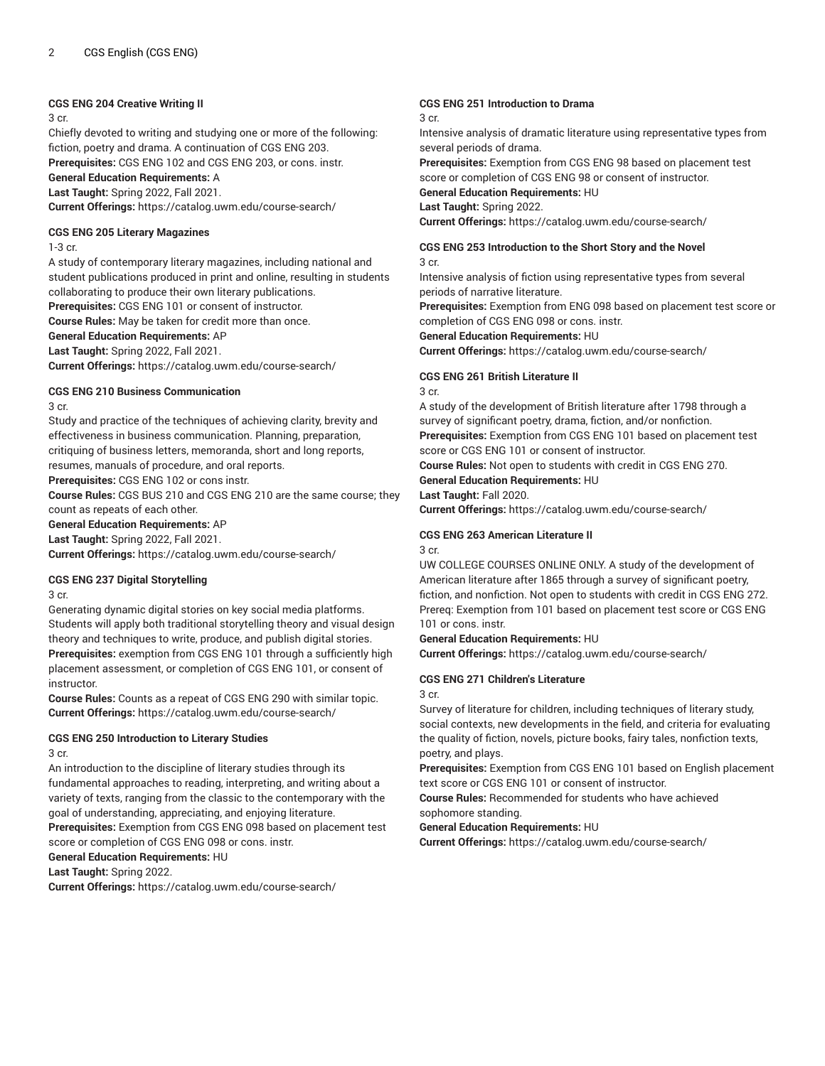**CGS ENG 204 Creative Writing II**

3 cr.

Chiefly devoted to writing and studying one or more of the following: fiction, poetry and drama. A continuation of CGS ENG 203.

**Prerequisites:** CGS ENG 102 and CGS ENG 203, or cons. instr.

**General Education Requirements:** A

**Last Taught:** Spring 2022, Fall 2021.

**Current Offerings:** https://catalog.uwm.edu/course-search/

**CGS ENG 205 Literary Magazines**

1-3 cr.

A study of contemporary literary magazines, including national and student publications produced in print and online, resulting in students collaborating to produce their own literary publications.

**Prerequisites:** CGS ENG 101 or consent of instructor.

**Course Rules:** May be taken for credit more than once.

**General Education Requirements:** AP

**Last Taught:** Spring 2022, Fall 2021.

**Current Offerings:** https://catalog.uwm.edu/course-search/

**CGS ENG 210 Business Communication**

3 cr.

Study and practice of the techniques of achieving clarity, brevity and effectiveness in business communication. Planning, preparation, critiquing of business letters, memoranda, short and long reports, resumes, manuals of procedure, and oral reports.

**Prerequisites:** CGS ENG 102 or cons instr.

**Course Rules:** CGS BUS 210 and CGS ENG 210 are the same course; they count as repeats of each other.

**General Education Requirements:** AP

**Last Taught:** Spring 2022, Fall 2021.

**Current Offerings:** https://catalog.uwm.edu/course-search/

**CGS ENG 237 Digital Storytelling**

3 cr.

Generating dynamic digital stories on key social media platforms. Students will apply both traditional storytelling theory and visual design theory and techniques to write, produce, and publish digital stories.

**Prerequisites:** exemption from CGS ENG 101 through a sufficiently high placement assessment, or completion of CGS ENG 101, or consent of instructor.

**Course Rules:** Counts as a repeat of CGS ENG 290 with similar topic.

**Current Offerings:** https://catalog.uwm.edu/course-search/

**CGS ENG 250 Introduction to Literary Studies**

3 cr.

An introduction to the discipline of literary studies through its fundamental approaches to reading, interpreting, and writing about a variety of texts, ranging from the classic to the contemporary with the goal of understanding, appreciating, and enjoying literature.

**Prerequisites:** Exemption from CGS ENG 098 based on placement test score or completion of CGS ENG 098 or cons. instr.

**General Education Requirements:** HU

**Last Taught:** Spring 2022.

**Current Offerings:** https://catalog.uwm.edu/course-search/

**CGS ENG 251 Introduction to Drama**

3 cr.

Intensive analysis of dramatic literature using representative types from several periods of drama.

**Prerequisites:** Exemption from CGS ENG 98 based on placement test score or completion of CGS ENG 98 or consent of instructor.

**General Education Requirements:** HU

**Last Taught:** Spring 2022.

**Current Offerings:** https://catalog.uwm.edu/course-search/

**CGS ENG 253 Introduction to the Short Story and the Novel**

3 cr.

Intensive analysis of fiction using representative types from several periods of narrative literature.

**Prerequisites:** Exemption from ENG 098 based on placement test score or completion of CGS ENG 098 or cons. instr.

**General Education Requirements:** HU

**Current Offerings:** https://catalog.uwm.edu/course-search/

**CGS ENG 261 British Literature II**

3 cr.

A study of the development of British literature after 1798 through a survey of significant poetry, drama, fiction, and/or nonfiction.

**Prerequisites:** Exemption from CGS ENG 101 based on placement test score or CGS ENG 101 or consent of instructor.

**Course Rules:** Not open to students with credit in CGS ENG 270.

**General Education Requirements:** HU

**Last Taught:** Fall 2020.

**Current Offerings:** https://catalog.uwm.edu/course-search/

**CGS ENG 263 American Literature II**

3 cr.

UW COLLEGE COURSES ONLINE ONLY. A study of the development of American literature after 1865 through a survey of significant poetry, fiction, and nonfiction. Not open to students with credit in CGS ENG 272. Prereq: Exemption from 101 based on placement test score or CGS ENG 101 or cons. instr.

**General Education Requirements:** HU

**Current Offerings:** https://catalog.uwm.edu/course-search/

**CGS ENG 271 Children's Literature**

3 cr.

Survey of literature for children, including techniques of literary study, social contexts, new developments in the field, and criteria for evaluating the quality of fiction, novels, picture books, fairy tales, nonfiction texts, poetry, and plays.

**Prerequisites:** Exemption from CGS ENG 101 based on English placement text score or CGS ENG 101 or consent of instructor.

**Course Rules:** Recommended for students who have achieved sophomore standing.

**General Education Requirements:** HU

**Current Offerings:** https://catalog.uwm.edu/course-search/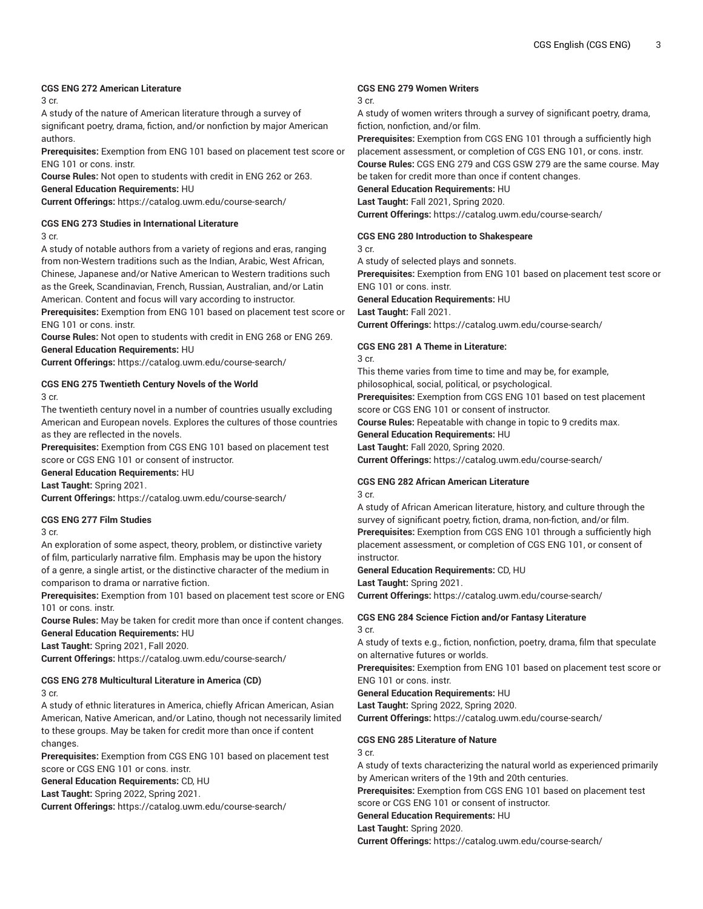**CGS ENG 272 American Literature**

3 cr.

A study of the nature of American literature through a survey of significant poetry, drama, fiction, and/or nonfiction by major American authors.

**Prerequisites:** Exemption from ENG 101 based on placement test score or ENG 101 or cons. instr.

**Course Rules:** Not open to students with credit in ENG 262 or 263.

**General Education Requirements:** HU

**Current Offerings:** https://catalog.uwm.edu/course-search/

**CGS ENG 273 Studies in International Literature**

3 cr.

A study of notable authors from a variety of regions and eras, ranging from non-Western traditions such as the Indian, Arabic, West African, Chinese, Japanese and/or Native American to Western traditions such as the Greek, Scandinavian, French, Russian, Australian, and/or Latin American. Content and focus will vary according to instructor.

**Prerequisites:** Exemption from ENG 101 based on placement test score or ENG 101 or cons. instr.

**Course Rules:** Not open to students with credit in ENG 268 or ENG 269.

**General Education Requirements:** HU

**Current Offerings:** https://catalog.uwm.edu/course-search/

**CGS ENG 275 Twentieth Century Novels of the World**

3 cr.

The twentieth century novel in a number of countries usually excluding American and European novels. Explores the cultures of those countries as they are reflected in the novels.

**Prerequisites:** Exemption from CGS ENG 101 based on placement test score or CGS ENG 101 or consent of instructor.

**General Education Requirements:** HU

**Last Taught:** Spring 2021.

**Current Offerings:** https://catalog.uwm.edu/course-search/

**CGS ENG 277 Film Studies**

3 cr.

An exploration of some aspect, theory, problem, or distinctive variety of film, particularly narrative film. Emphasis may be upon the history of a genre, a single artist, or the distinctive character of the medium in comparison to drama or narrative fiction.

**Prerequisites:** Exemption from 101 based on placement test score or ENG 101 or cons. instr.

**Course Rules:** May be taken for credit more than once if content changes.

**General Education Requirements:** HU

**Last Taught:** Spring 2021, Fall 2020.

**Current Offerings:** https://catalog.uwm.edu/course-search/

**CGS ENG 278 Multicultural Literature in America (CD)**

3 cr.

A study of ethnic literatures in America, chiefly African American, Asian American, Native American, and/or Latino, though not necessarily limited to these groups. May be taken for credit more than once if content changes.

**Prerequisites:** Exemption from CGS ENG 101 based on placement test score or CGS ENG 101 or cons. instr.

**General Education Requirements:** CD, HU

**Last Taught:** Spring 2022, Spring 2021.

**Current Offerings:** https://catalog.uwm.edu/course-search/

**CGS ENG 279 Women Writers**

3 cr.

A study of women writers through a survey of significant poetry, drama, fiction, nonfiction, and/or film.

**Prerequisites:** Exemption from CGS ENG 101 through a sufficiently high placement assessment, or completion of CGS ENG 101, or cons. instr.

**Course Rules:** CGS ENG 279 and CGS GSW 279 are the same course. May be taken for credit more than once if content changes.

**General Education Requirements:** HU

**Last Taught:** Fall 2021, Spring 2020.

**Current Offerings:** https://catalog.uwm.edu/course-search/

**CGS ENG 280 Introduction to Shakespeare**

3 cr.

A study of selected plays and sonnets.

**Prerequisites:** Exemption from ENG 101 based on placement test score or ENG 101 or cons. instr.

**General Education Requirements:** HU

**Last Taught:** Fall 2021.

**Current Offerings:** https://catalog.uwm.edu/course-search/

**CGS ENG 281 A Theme in Literature:**

3 cr.

This theme varies from time to time and may be, for example, philosophical, social, political, or psychological.

**Prerequisites:** Exemption from CGS ENG 101 based on test placement score or CGS ENG 101 or consent of instructor.

**Course Rules:** Repeatable with change in topic to 9 credits max.

**General Education Requirements:** HU

**Last Taught:** Fall 2020, Spring 2020.

**Current Offerings:** https://catalog.uwm.edu/course-search/

**CGS ENG 282 African American Literature**

3 cr.

A study of African American literature, history, and culture through the survey of significant poetry, fiction, drama, non-fiction, and/or film.

**Prerequisites:** Exemption from CGS ENG 101 through a sufficiently high placement assessment, or completion of CGS ENG 101, or consent of instructor.

**General Education Requirements:** CD, HU

**Last Taught:** Spring 2021.

**Current Offerings:** https://catalog.uwm.edu/course-search/

**CGS ENG 284 Science Fiction and/or Fantasy Literature**

3 cr.

A study of texts e.g., fiction, nonfiction, poetry, drama, film that speculate on alternative futures or worlds.

**Prerequisites:** Exemption from ENG 101 based on placement test score or ENG 101 or cons. instr.

**General Education Requirements:** HU

**Last Taught:** Spring 2022, Spring 2020.

**Current Offerings:** https://catalog.uwm.edu/course-search/

**CGS ENG 285 Literature of Nature**

3 cr.

A study of texts characterizing the natural world as experienced primarily by American writers of the 19th and 20th centuries.

**Prerequisites:** Exemption from CGS ENG 101 based on placement test score or CGS ENG 101 or consent of instructor.

**General Education Requirements:** HU

**Last Taught:** Spring 2020.

**Current Offerings:** https://catalog.uwm.edu/course-search/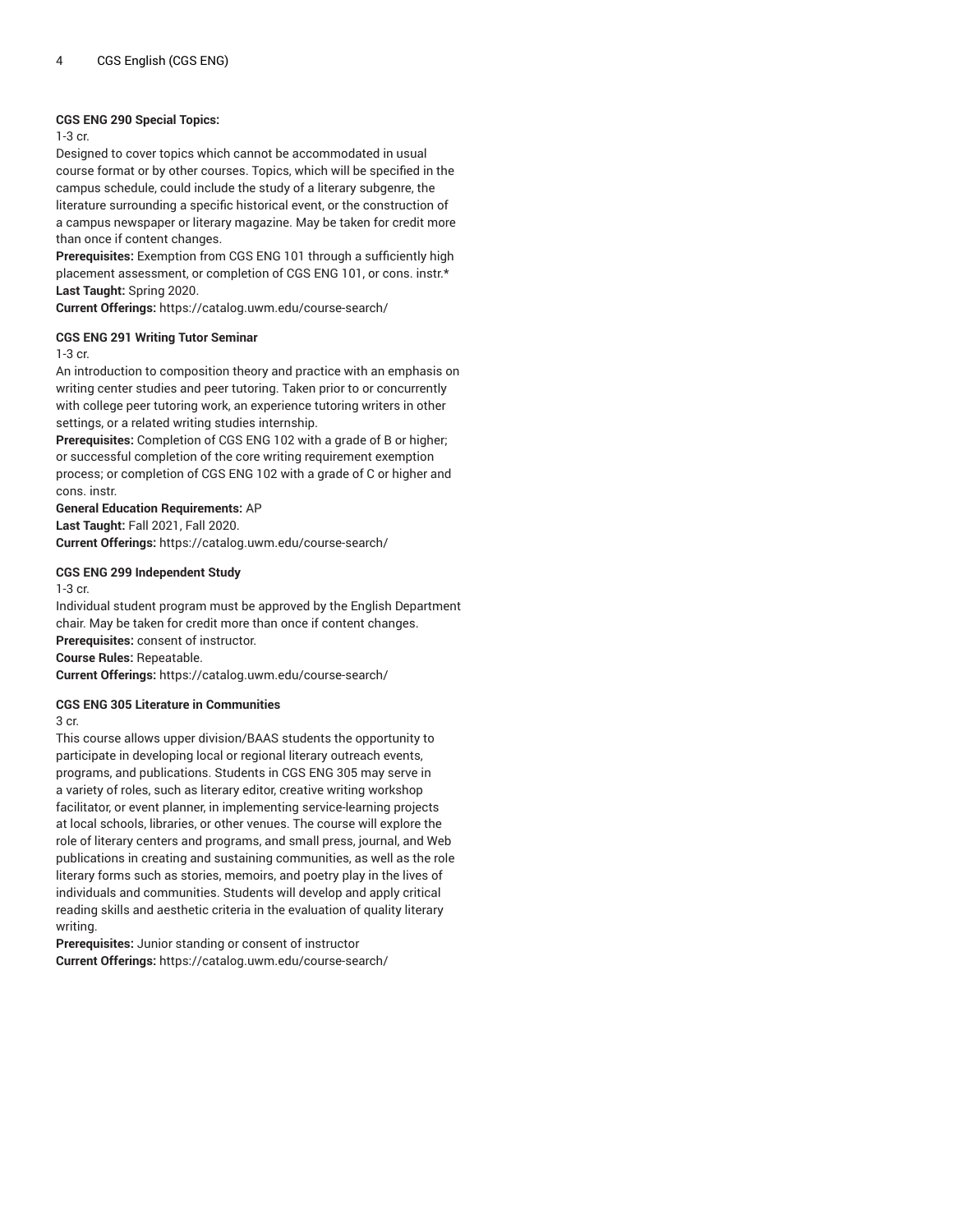**CGS ENG 290 Special Topics:**

1-3 cr.

Designed to cover topics which cannot be accommodated in usual course format or by other courses. Topics, which will be specified in the campus schedule, could include the study of a literary subgenre, the literature surrounding a specific historical event, or the construction of a campus newspaper or literary magazine. May be taken for credit more than once if content changes.

**Prerequisites:** Exemption from CGS ENG 101 through a sufficiently high placement assessment, or completion of CGS ENG 101, or cons. instr.*

**Last Taught:** Spring 2020.

**Current Offerings:** https://catalog.uwm.edu/course-search/

**CGS ENG 291 Writing Tutor Seminar**

1-3 cr.

An introduction to composition theory and practice with an emphasis on writing center studies and peer tutoring. Taken prior to or concurrently with college peer tutoring work, an experience tutoring writers in other settings, or a related writing studies internship.

**Prerequisites:** Completion of CGS ENG 102 with a grade of B or higher; or successful completion of the core writing requirement exemption process; or completion of CGS ENG 102 with a grade of C or higher and cons. instr.

**General Education Requirements:** AP

**Last Taught:** Fall 2021, Fall 2020.

**Current Offerings:** https://catalog.uwm.edu/course-search/

**CGS ENG 299 Independent Study**

1-3 cr.

Individual student program must be approved by the English Department chair. May be taken for credit more than once if content changes.

**Prerequisites:** consent of instructor.

**Course Rules:** Repeatable.

**Current Offerings:** https://catalog.uwm.edu/course-search/

**CGS ENG 305 Literature in Communities**

3 cr.

This course allows upper division/BAAS students the opportunity to participate in developing local or regional literary outreach events, programs, and publications. Students in CGS ENG 305 may serve in a variety of roles, such as literary editor, creative writing workshop facilitator, or event planner, in implementing service-learning projects at local schools, libraries, or other venues. The course will explore the role of literary centers and programs, and small press, journal, and Web publications in creating and sustaining communities, as well as the role literary forms such as stories, memoirs, and poetry play in the lives of individuals and communities. Students will develop and apply critical reading skills and aesthetic criteria in the evaluation of quality literary writing.

**Prerequisites:** Junior standing or consent of instructor

**Current Offerings:** https://catalog.uwm.edu/course-search/